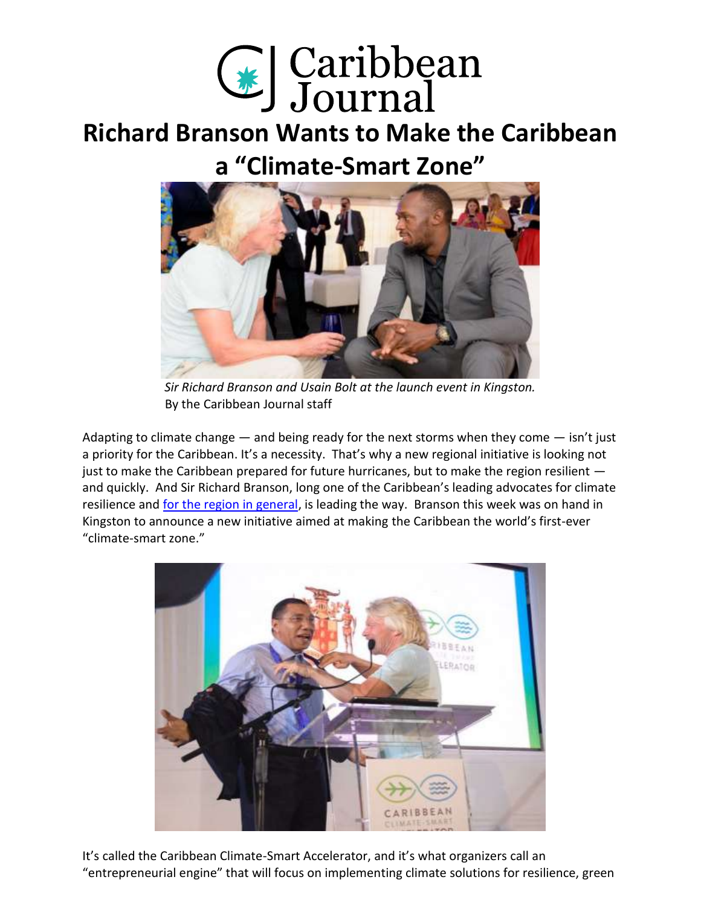Caribbean Journal

# Richard Branson Wants to Make the Caribbean a "Climate-Smart Zone"

*Sir Richard Branson and Usain Bolt at the launch event in Kingston.*

By the Caribbean Journal staff

Adapting to climate change — and being ready for the next storms when they come — isn't just a priority for the Caribbean. It's a necessity. That's why a new regional initiative is looking not just to make the Caribbean prepared for future hurricanes, but to make the region resilient — and quickly. And Sir Richard Branson, long one of the Caribbean's leading advocates for climate resilience and for the region in general, is leading the way. Branson this week was on hand in Kingston to announce a new initiative aimed at making the Caribbean the world's first-ever "climate-smart zone."

It's called the Caribbean Climate-Smart Accelerator, and it's what organizers call an "entrepreneurial engine" that will focus on implementing climate solutions for resilience, green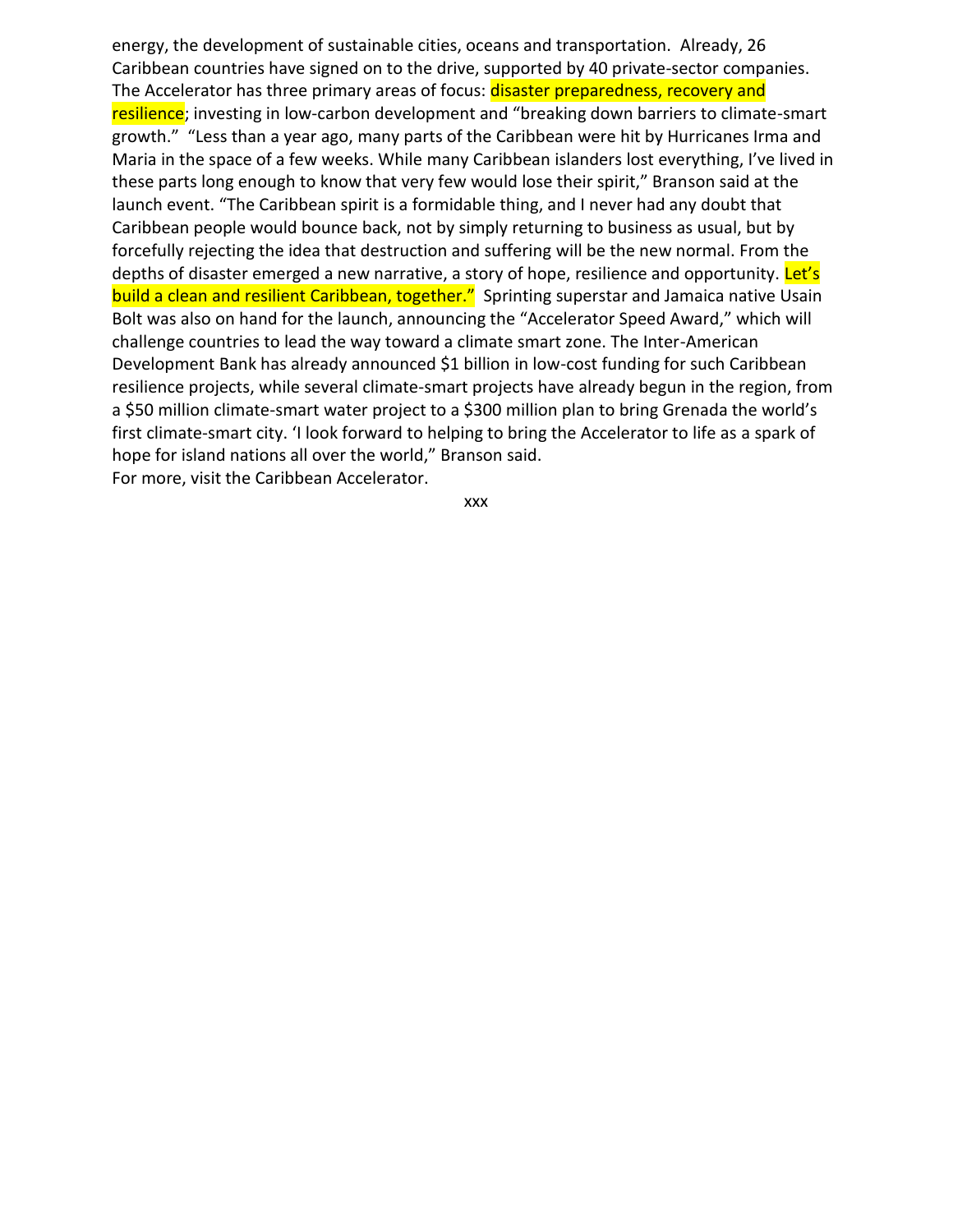energy, the development of sustainable cities, oceans and transportation. Already, 26 Caribbean countries have signed on to the drive, supported by 40 private-sector companies. The Accelerator has three primary areas of focus: disaster preparedness, recovery and resilience; investing in low-carbon development and "breaking down barriers to climate-smart growth." "Less than a year ago, many parts of the Caribbean were hit by Hurricanes Irma and Maria in the space of a few weeks. While many Caribbean islanders lost everything, I've lived in these parts long enough to know that very few would lose their spirit," Branson said at the launch event. "The Caribbean spirit is a formidable thing, and I never had any doubt that Caribbean people would bounce back, not by simply returning to business as usual, but by forcefully rejecting the idea that destruction and suffering will be the new normal. From the depths of disaster emerged a new narrative, a story of hope, resilience and opportunity. Let's build a clean and resilient Caribbean, together." Sprinting superstar and Jamaica native Usain Bolt was also on hand for the launch, announcing the "Accelerator Speed Award," which will challenge countries to lead the way toward a climate smart zone. The Inter-American Development Bank has already announced $1 billion in low-cost funding for such Caribbean resilience projects, while several climate-smart projects have already begun in the region, from a $50 million climate-smart water project to a $300 million plan to bring Grenada the world's first climate-smart city. 'I look forward to helping to bring the Accelerator to life as a spark of hope for island nations all over the world," Branson said.

For more, visit the Caribbean Accelerator.

xxx